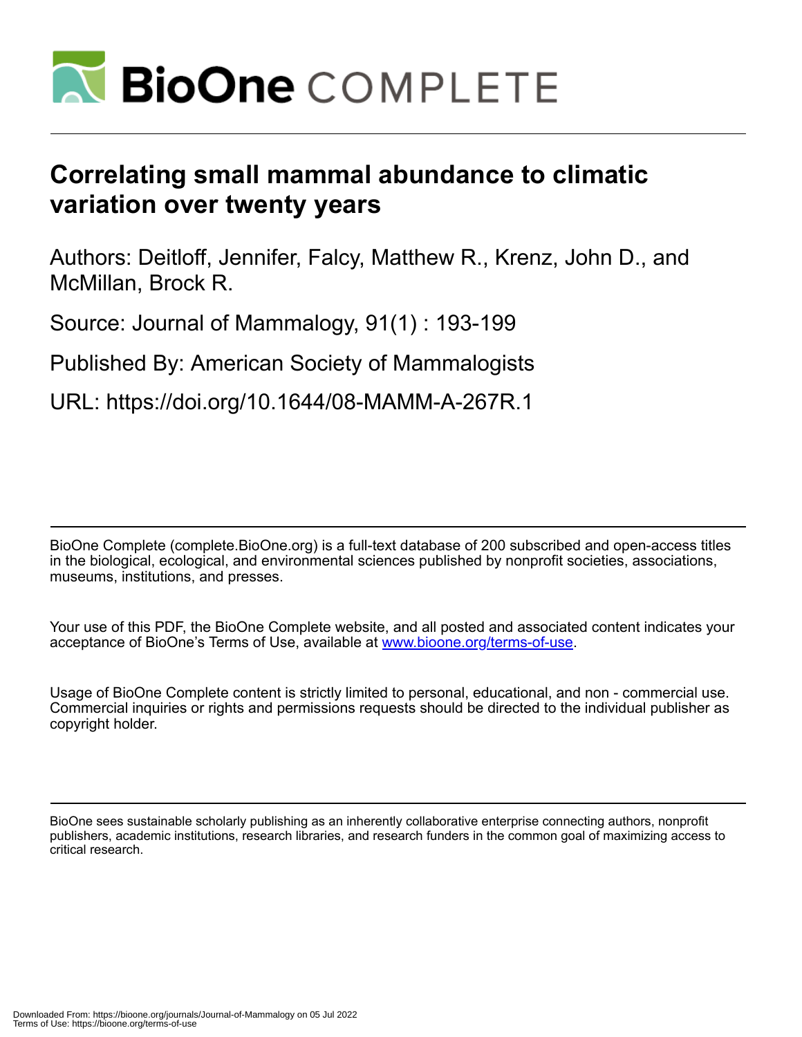# Correlating small mammal abundance to climatic variation over twenty years

Authors: Deitloff, Jennifer, Falcy, Matthew R., Krenz, John D., and McMillan, Brock R.

Source: Journal of Mammalogy, 91(1) : 193-199

Published By: American Society of Mammalogists

URL: https://doi.org/10.1644/08-MAMM-A-267R.1

BioOne Complete (complete.BioOne.org) is a full-text database of 200 subscribed and open-access titles in the biological, ecological, and environmental sciences published by nonprofit societies, associations, museums, institutions, and presses.

Your use of this PDF, the BioOne Complete website, and all posted and associated content indicates your acceptance of BioOne's Terms of Use, available at www.bioone.org/terms-of-use.

Usage of BioOne Complete content is strictly limited to personal, educational, and non - commercial use. Commercial inquiries or rights and permissions requests should be directed to the individual publisher as copyright holder.

BioOne sees sustainable scholarly publishing as an inherently collaborative enterprise connecting authors, nonprofit publishers, academic institutions, research libraries, and research funders in the common goal of maximizing access to critical research.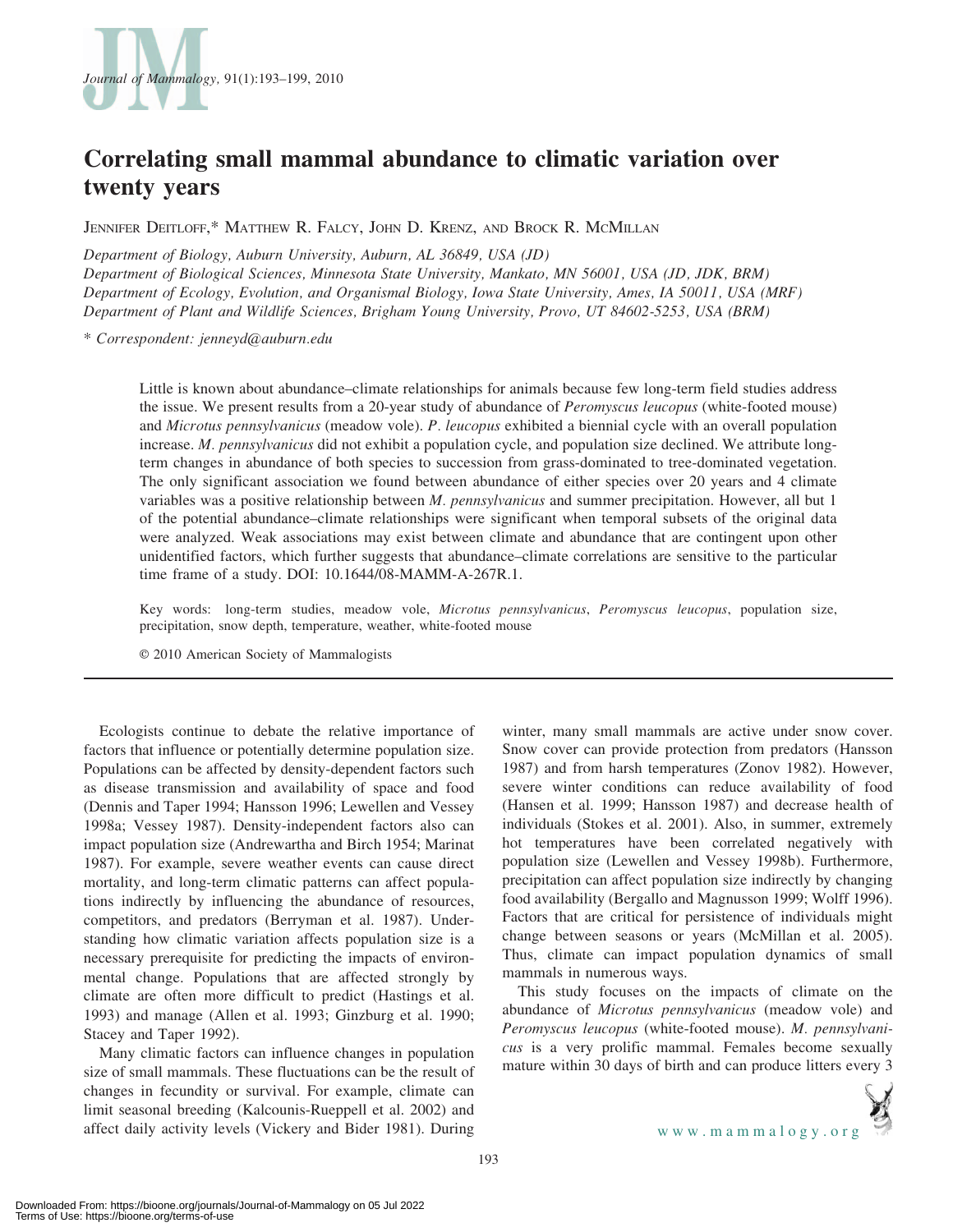# Correlating small mammal abundance to climatic variation over twenty years

Jennifer Deitloff,* Matthew R. Falcy, John D. Krenz, and Brock R. McMillan

*Department of Biology, Auburn University, Auburn, AL 36849, USA (JD)*
*Department of Biological Sciences, Minnesota State University, Mankato, MN 56001, USA (JD, JDK, BRM)*
*Department of Ecology, Evolution, and Organismal Biology, Iowa State University, Ames, IA 50011, USA (MRF)*
*Department of Plant and Wildlife Sciences, Brigham Young University, Provo, UT 84602-5253, USA (BRM)*

\* *Correspondent: jenneyd@auburn.edu*

Little is known about abundance–climate relationships for animals because few long-term field studies address the issue. We present results from a 20-year study of abundance of *Peromyscus leucopus* (white-footed mouse) and *Microtus pennsylvanicus* (meadow vole). *P. leucopus* exhibited a biennial cycle with an overall population increase. *M. pennsylvanicus* did not exhibit a population cycle, and population size declined. We attribute long-term changes in abundance of both species to succession from grass-dominated to tree-dominated vegetation. The only significant association we found between abundance of either species over 20 years and 4 climate variables was a positive relationship between *M. pennsylvanicus* and summer precipitation. However, all but 1 of the potential abundance–climate relationships were significant when temporal subsets of the original data were analyzed. Weak associations may exist between climate and abundance that are contingent upon other unidentified factors, which further suggests that abundance–climate correlations are sensitive to the particular time frame of a study. DOI: 10.1644/08-MAMM-A-267R.1.

Key words: long-term studies, meadow vole, *Microtus pennsylvanicus*, *Peromyscus leucopus*, population size, precipitation, snow depth, temperature, weather, white-footed mouse

© 2010 American Society of Mammalogists

Ecologists continue to debate the relative importance of factors that influence or potentially determine population size. Populations can be affected by density-dependent factors such as disease transmission and availability of space and food (Dennis and Taper 1994; Hansson 1996; Lewellen and Vessey 1998a; Vessey 1987). Density-independent factors also can impact population size (Andrewartha and Birch 1954; Marinat 1987). For example, severe weather events can cause direct mortality, and long-term climatic patterns can affect populations indirectly by influencing the abundance of resources, competitors, and predators (Berryman et al. 1987). Understanding how climatic variation affects population size is a necessary prerequisite for predicting the impacts of environmental change. Populations that are affected strongly by climate are often more difficult to predict (Hastings et al. 1993) and manage (Allen et al. 1993; Ginzburg et al. 1990; Stacey and Taper 1992).

Many climatic factors can influence changes in population size of small mammals. These fluctuations can be the result of changes in fecundity or survival. For example, climate can limit seasonal breeding (Kalcounis-Rueppell et al. 2002) and affect daily activity levels (Vickery and Bider 1981). During winter, many small mammals are active under snow cover. Snow cover can provide protection from predators (Hansson 1987) and from harsh temperatures (Zonov 1982). However, severe winter conditions can reduce availability of food (Hansen et al. 1999; Hansson 1987) and decrease health of individuals (Stokes et al. 2001). Also, in summer, extremely hot temperatures have been correlated negatively with population size (Lewellen and Vessey 1998b). Furthermore, precipitation can affect population size indirectly by changing food availability (Bergallo and Magnusson 1999; Wolff 1996). Factors that are critical for persistence of individuals might change between seasons or years (McMillan et al. 2005). Thus, climate can impact population dynamics of small mammals in numerous ways.

This study focuses on the impacts of climate on the abundance of *Microtus pennsylvanicus* (meadow vole) and *Peromyscus leucopus* (white-footed mouse). *M. pennsylvanicus* is a very prolific mammal. Females become sexually mature within 30 days of birth and can produce litters every 3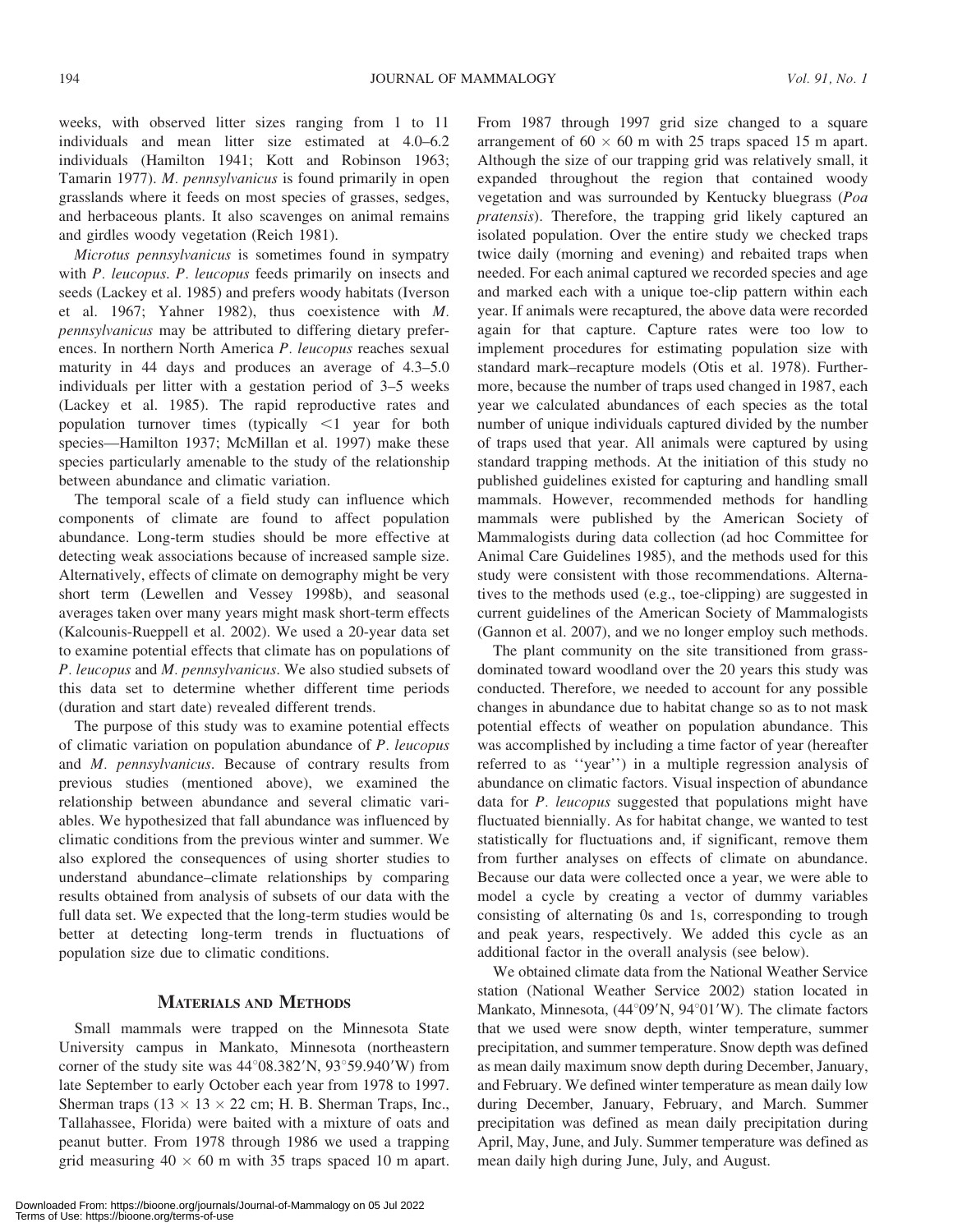weeks, with observed litter sizes ranging from 1 to 11 individuals and mean litter size estimated at 4.0–6.2 individuals (Hamilton 1941; Kott and Robinson 1963; Tamarin 1977). *M. pennsylvanicus* is found primarily in open grasslands where it feeds on most species of grasses, sedges, and herbaceous plants. It also scavenges on animal remains and girdles woody vegetation (Reich 1981).

*Microtus pennsylvanicus* is sometimes found in sympatry with *P. leucopus*. *P. leucopus* feeds primarily on insects and seeds (Lackey et al. 1985) and prefers woody habitats (Iverson et al. 1967; Yahner 1982), thus coexistence with *M. pennsylvanicus* may be attributed to differing dietary preferences. In northern North America *P. leucopus* reaches sexual maturity in 44 days and produces an average of 4.3–5.0 individuals per litter with a gestation period of 3–5 weeks (Lackey et al. 1985). The rapid reproductive rates and population turnover times (typically <1 year for both species—Hamilton 1937; McMillan et al. 1997) make these species particularly amenable to the study of the relationship between abundance and climatic variation.

The temporal scale of a field study can influence which components of climate are found to affect population abundance. Long-term studies should be more effective at detecting weak associations because of increased sample size. Alternatively, effects of climate on demography might be very short term (Lewellen and Vessey 1998b), and seasonal averages taken over many years might mask short-term effects (Kalcounis-Rueppell et al. 2002). We used a 20-year data set to examine potential effects that climate has on populations of *P. leucopus* and *M. pennsylvanicus*. We also studied subsets of this data set to determine whether different time periods (duration and start date) revealed different trends.

The purpose of this study was to examine potential effects of climatic variation on population abundance of *P. leucopus* and *M. pennsylvanicus*. Because of contrary results from previous studies (mentioned above), we examined the relationship between abundance and several climatic variables. We hypothesized that fall abundance was influenced by climatic conditions from the previous winter and summer. We also explored the consequences of using shorter studies to understand abundance–climate relationships by comparing results obtained from analysis of subsets of our data with the full data set. We expected that the long-term studies would be better at detecting long-term trends in fluctuations of population size due to climatic conditions.

## Materials and Methods

Small mammals were trapped on the Minnesota State University campus in Mankato, Minnesota (northeastern corner of the study site was 44°08.382′N, 93°59.940′W) from late September to early October each year from 1978 to 1997. Sherman traps (13 × 13 × 22 cm; H. B. Sherman Traps, Inc., Tallahassee, Florida) were baited with a mixture of oats and peanut butter. From 1978 through 1986 we used a trapping grid measuring 40 × 60 m with 35 traps spaced 10 m apart. From 1987 through 1997 grid size changed to a square arrangement of 60 × 60 m with 25 traps spaced 15 m apart. Although the size of our trapping grid was relatively small, it expanded throughout the region that contained woody vegetation and was surrounded by Kentucky bluegrass (*Poa pratensis*). Therefore, the trapping grid likely captured an isolated population. Over the entire study we checked traps twice daily (morning and evening) and rebaited traps when needed. For each animal captured we recorded species and age and marked each with a unique toe-clip pattern within each year. If animals were recaptured, the above data were recorded again for that capture. Capture rates were too low to implement procedures for estimating population size with standard mark–recapture models (Otis et al. 1978). Furthermore, because the number of traps used changed in 1987, each year we calculated abundances of each species as the total number of unique individuals captured divided by the number of traps used that year. All animals were captured by using standard trapping methods. At the initiation of this study no published guidelines existed for capturing and handling small mammals. However, recommended methods for handling mammals were published by the American Society of Mammalogists during data collection (ad hoc Committee for Animal Care Guidelines 1985), and the methods used for this study were consistent with those recommendations. Alternatives to the methods used (e.g., toe-clipping) are suggested in current guidelines of the American Society of Mammalogists (Gannon et al. 2007), and we no longer employ such methods.

The plant community on the site transitioned from grass-dominated toward woodland over the 20 years this study was conducted. Therefore, we needed to account for any possible changes in abundance due to habitat change so as to not mask potential effects of weather on population abundance. This was accomplished by including a time factor of year (hereafter referred to as ''year'') in a multiple regression analysis of abundance on climatic factors. Visual inspection of abundance data for *P. leucopus* suggested that populations might have fluctuated biennially. As for habitat change, we wanted to test statistically for fluctuations and, if significant, remove them from further analyses on effects of climate on abundance. Because our data were collected once a year, we were able to model a cycle by creating a vector of dummy variables consisting of alternating 0s and 1s, corresponding to trough and peak years, respectively. We added this cycle as an additional factor in the overall analysis (see below).

We obtained climate data from the National Weather Service station (National Weather Service 2002) station located in Mankato, Minnesota, (44°09′N, 94°01′W). The climate factors that we used were snow depth, winter temperature, summer precipitation, and summer temperature. Snow depth was defined as mean daily maximum snow depth during December, January, and February. We defined winter temperature as mean daily low during December, January, February, and March. Summer precipitation was defined as mean daily precipitation during April, May, June, and July. Summer temperature was defined as mean daily high during June, July, and August.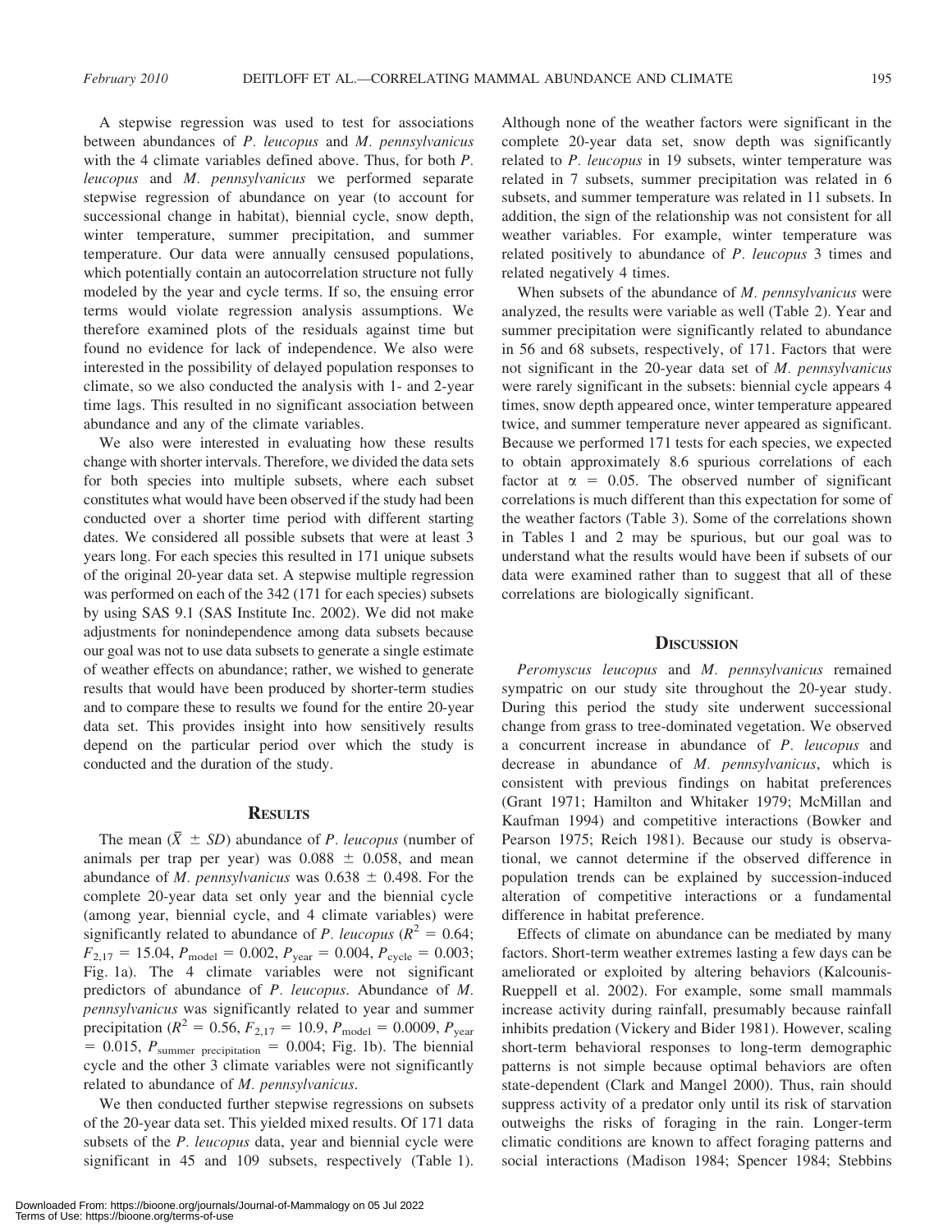A stepwise regression was used to test for associations between abundances of *P. leucopus* and *M. pennsylvanicus* with the 4 climate variables defined above. Thus, for both *P. leucopus* and *M. pennsylvanicus* we performed separate stepwise regression of abundance on year (to account for successional change in habitat), biennial cycle, snow depth, winter temperature, summer precipitation, and summer temperature. Our data were annually censused populations, which potentially contain an autocorrelation structure not fully modeled by the year and cycle terms. If so, the ensuing error terms would violate regression analysis assumptions. We therefore examined plots of the residuals against time but found no evidence for lack of independence. We also were interested in the possibility of delayed population responses to climate, so we also conducted the analysis with 1- and 2-year time lags. This resulted in no significant association between abundance and any of the climate variables.

We also were interested in evaluating how these results change with shorter intervals. Therefore, we divided the data sets for both species into multiple subsets, where each subset constitutes what would have been observed if the study had been conducted over a shorter time period with different starting dates. We considered all possible subsets that were at least 3 years long. For each species this resulted in 171 unique subsets of the original 20-year data set. A stepwise multiple regression was performed on each of the 342 (171 for each species) subsets by using SAS 9.1 (SAS Institute Inc. 2002). We did not make adjustments for nonindependence among data subsets because our goal was not to use data subsets to generate a single estimate of weather effects on abundance; rather, we wished to generate results that would have been produced by shorter-term studies and to compare these to results we found for the entire 20-year data set. This provides insight into how sensitively results depend on the particular period over which the study is conducted and the duration of the study.

## Results

The mean ($\bar{X} \pm SD$) abundance of *P. leucopus* (number of animals per trap per year) was $0.088 \pm 0.058$, and mean abundance of *M. pennsylvanicus* was $0.638 \pm 0.498$. For the complete 20-year data set only year and the biennial cycle (among year, biennial cycle, and 4 climate variables) were significantly related to abundance of *P. leucopus* ($R^2 = 0.64$; $F_{2,17} = 15.04$, $P_{\text{model}} = 0.002$, $P_{\text{year}} = 0.004$, $P_{\text{cycle}} = 0.003$; Fig. 1a). The 4 climate variables were not significant predictors of abundance of *P. leucopus*. Abundance of *M. pennsylvanicus* was significantly related to year and summer precipitation ($R^2 = 0.56$, $F_{2,17} = 10.9$, $P_{\text{model}} = 0.0009$, $P_{\text{year}} = 0.015$, $P_{\text{summer precipitation}} = 0.004$; Fig. 1b). The biennial cycle and the other 3 climate variables were not significantly related to abundance of *M. pennsylvanicus*.

We then conducted further stepwise regressions on subsets of the 20-year data set. This yielded mixed results. Of 171 data subsets of the *P. leucopus* data, year and biennial cycle were significant in 45 and 109 subsets, respectively (Table 1). Although none of the weather factors were significant in the complete 20-year data set, snow depth was significantly related to *P. leucopus* in 19 subsets, winter temperature was related in 7 subsets, summer precipitation was related in 6 subsets, and summer temperature was related in 11 subsets. In addition, the sign of the relationship was not consistent for all weather variables. For example, winter temperature was related positively to abundance of *P. leucopus* 3 times and related negatively 4 times.

When subsets of the abundance of *M. pennsylvanicus* were analyzed, the results were variable as well (Table 2). Year and summer precipitation were significantly related to abundance in 56 and 68 subsets, respectively, of 171. Factors that were not significant in the 20-year data set of *M. pennsylvanicus* were rarely significant in the subsets: biennial cycle appears 4 times, snow depth appeared once, winter temperature appeared twice, and summer temperature never appeared as significant. Because we performed 171 tests for each species, we expected to obtain approximately 8.6 spurious correlations of each factor at $\alpha = 0.05$. The observed number of significant correlations is much different than this expectation for some of the weather factors (Table 3). Some of the correlations shown in Tables 1 and 2 may be spurious, but our goal was to understand what the results would have been if subsets of our data were examined rather than to suggest that all of these correlations are biologically significant.

## Discussion

*Peromyscus leucopus* and *M. pennsylvanicus* remained sympatric on our study site throughout the 20-year study. During this period the study site underwent successional change from grass to tree-dominated vegetation. We observed a concurrent increase in abundance of *P. leucopus* and decrease in abundance of *M. pennsylvanicus*, which is consistent with previous findings on habitat preferences (Grant 1971; Hamilton and Whitaker 1979; McMillan and Kaufman 1994) and competitive interactions (Bowker and Pearson 1975; Reich 1981). Because our study is observational, we cannot determine if the observed difference in population trends can be explained by succession-induced alteration of competitive interactions or a fundamental difference in habitat preference.

Effects of climate on abundance can be mediated by many factors. Short-term weather extremes lasting a few days can be ameliorated or exploited by altering behaviors (Kalcounis-Rueppell et al. 2002). For example, some small mammals increase activity during rainfall, presumably because rainfall inhibits predation (Vickery and Bider 1981). However, scaling short-term behavioral responses to long-term demographic patterns is not simple because optimal behaviors are often state-dependent (Clark and Mangel 2000). Thus, rain should suppress activity of a predator only until its risk of starvation outweighs the risks of foraging in the rain. Longer-term climatic conditions are known to affect foraging patterns and social interactions (Madison 1984; Spencer 1984; Stebbins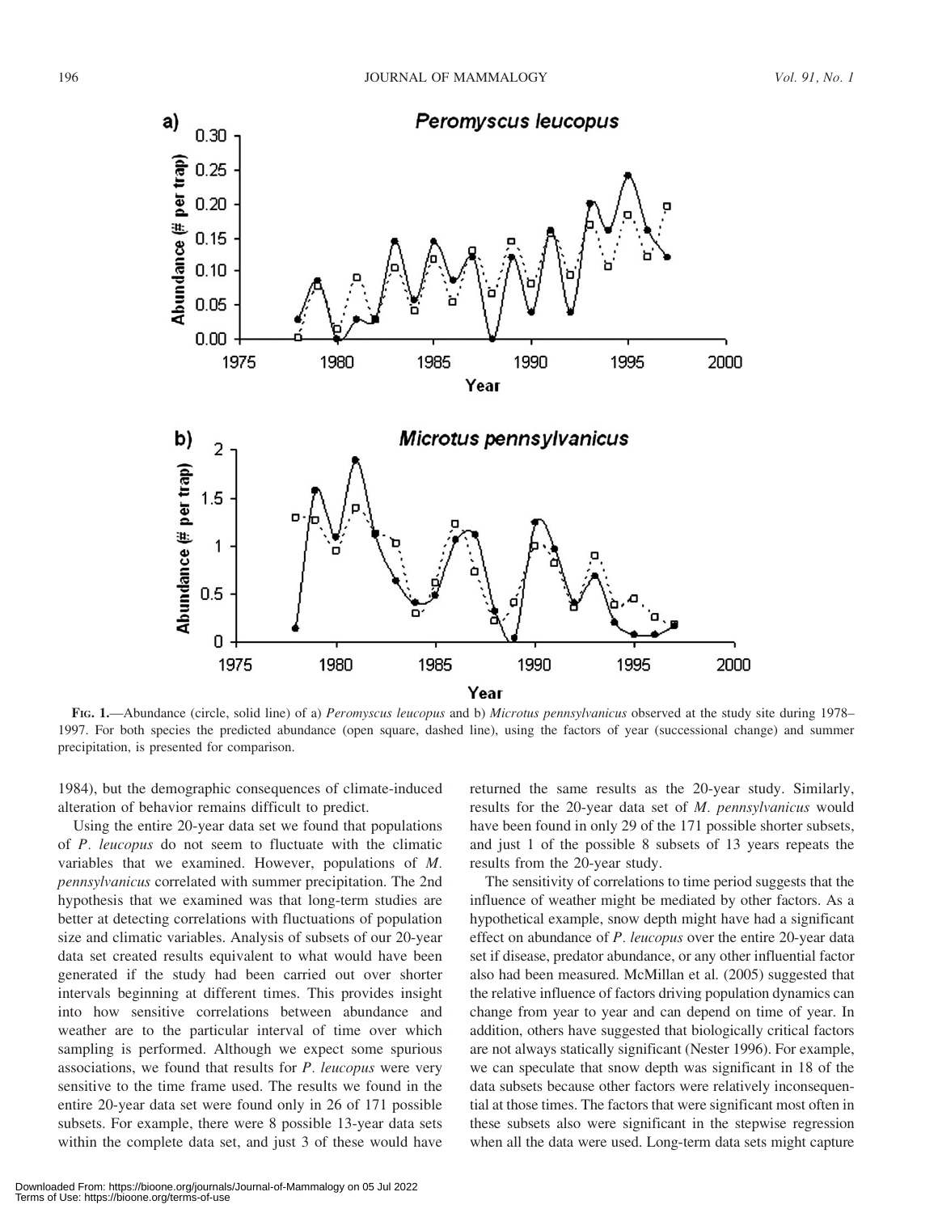FIG. 1.—Abundance (circle, solid line) of a) *Peromyscus leucopus* and b) *Microtus pennsylvanicus* observed at the study site during 1978–1997. For both species the predicted abundance (open square, dashed line), using the factors of year (successional change) and summer precipitation, is presented for comparison.

1984), but the demographic consequences of climate-induced alteration of behavior remains difficult to predict.

Using the entire 20-year data set we found that populations of *P. leucopus* do not seem to fluctuate with the climatic variables that we examined. However, populations of *M. pennsylvanicus* correlated with summer precipitation. The 2nd hypothesis that we examined was that long-term studies are better at detecting correlations with fluctuations of population size and climatic variables. Analysis of subsets of our 20-year data set created results equivalent to what would have been generated if the study had been carried out over shorter intervals beginning at different times. This provides insight into how sensitive correlations between abundance and weather are to the particular interval of time over which sampling is performed. Although we expect some spurious associations, we found that results for *P. leucopus* were very sensitive to the time frame used. The results we found in the entire 20-year data set were found only in 26 of 171 possible subsets. For example, there were 8 possible 13-year data sets within the complete data set, and just 3 of these would have returned the same results as the 20-year study. Similarly, results for the 20-year data set of *M. pennsylvanicus* would have been found in only 29 of the 171 possible shorter subsets, and just 1 of the possible 8 subsets of 13 years repeats the results from the 20-year study.

The sensitivity of correlations to time period suggests that the influence of weather might be mediated by other factors. As a hypothetical example, snow depth might have had a significant effect on abundance of *P. leucopus* over the entire 20-year data set if disease, predator abundance, or any other influential factor also had been measured. McMillan et al. (2005) suggested that the relative influence of factors driving population dynamics can change from year to year and can depend on time of year. In addition, others have suggested that biologically critical factors are not always statically significant (Nester 1996). For example, we can speculate that snow depth was significant in 18 of the data subsets because other factors were relatively inconsequential at those times. The factors that were significant most often in these subsets also were significant in the stepwise regression when all the data were used. Long-term data sets might capture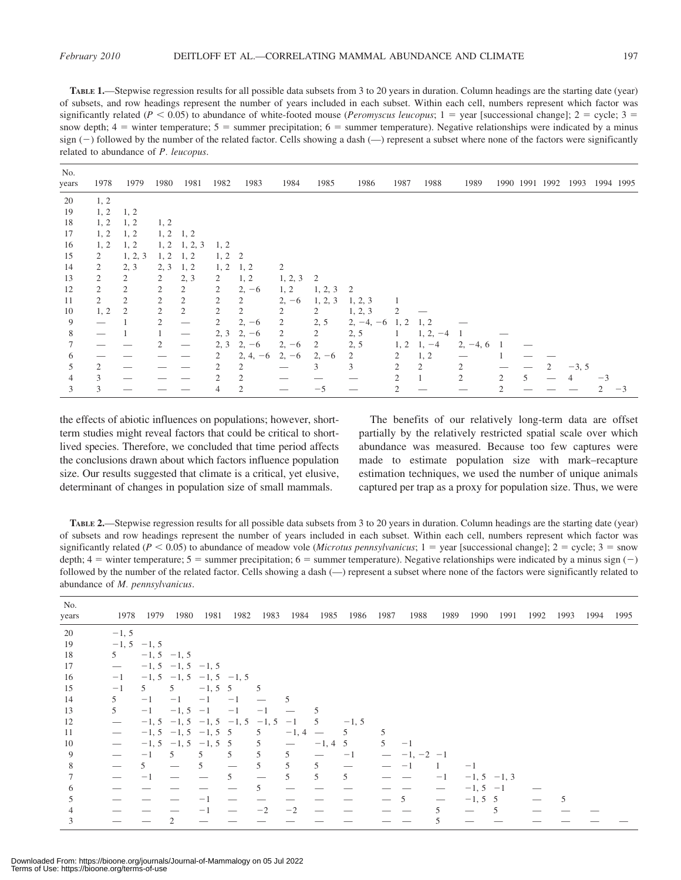**TABLE 1.**—Stepwise regression results for all possible data subsets from 3 to 20 years in duration. Column headings are the starting date (year) of subsets, and row headings represent the number of years included in each subset. Within each cell, numbers represent which factor was significantly related ($P < 0.05$) to abundance of white-footed mouse (*Peromyscus leucopus*; 1 = year [successional change]; 2 = cycle; 3 = snow depth; 4 = winter temperature; 5 = summer precipitation; 6 = summer temperature). Negative relationships were indicated by a minus sign (−) followed by the number of the related factor. Cells showing a dash (—) represent a subset where none of the factors were significantly related to abundance of *P. leucopus*.

| No. years | 1978 | 1979 | 1980 | 1981 | 1982 | 1983 | 1984 | 1985 | 1986 | 1987 | 1988 | 1989 | 1990 | 1991 | 1992 | 1993 | 1994 | 1995 |
|---|---|---|---|---|---|---|---|---|---|---|---|---|---|---|---|---|---|---|
| 20 | 1, 2 | | | | | | | | | | | | | | | | | |
| 19 | 1, 2 | 1, 2 | | | | | | | | | | | | | | | | |
| 18 | 1, 2 | 1, 2 | 1, 2 | | | | | | | | | | | | | | | |
| 17 | 1, 2 | 1, 2 | 1, 2 | 1, 2 | | | | | | | | | | | | | | |
| 16 | 1, 2 | 1, 2 | 1, 2 | 1, 2, 3 | 1, 2 | | | | | | | | | | | | | |
| 15 | 2 | 1, 2, 3 | 1, 2 | 1, 2 | 1, 2 | 2 | | | | | | | | | | | | |
| 14 | 2 | 2, 3 | 2, 3 | 1, 2 | 1, 2 | 1, 2 | 2 | | | | | | | | | | | |
| 13 | 2 | 2 | 2 | 2, 3 | 2 | 1, 2 | 1, 2, 3 | 2 | | | | | | | | | | |
| 12 | 2 | 2 | 2 | 2 | 2 | 2, −6 | 1, 2 | 1, 2, 3 | 2 | | | | | | | | | |
| 11 | 2 | 2 | 2 | 2 | 2 | 2 | 2, −6 | 1, 2, 3 | 1, 2, 3 | 1 | | | | | | | | |
| 10 | 1, 2 | 2 | 2 | 2 | 2 | 2 | 2 | 2 | 1, 2, 3 | 2 | — | | | | | | | |
| 9 | — | 1 | 2 | — | 2 | 2, −6 | 2 | 2, 5 | 2, −4, −6 | 1, 2 | 1, 2 | — | | | | | | |
| 8 | — | 1 | 1 | — | 2, 3 | 2, −6 | 2 | 2 | 2, 5 | 1 | 1, 2, −4 | 1 | — | | | | | |
| 7 | — | — | 2 | — | 2, 3 | 2, −6 | 2, −6 | 2 | 2, 5 | 1, 2 | 1, −4 | 2, −4, 6 | 1 | — | | | | |
| 6 | — | — | — | — | 2 | 2, 4, −6 | 2, −6 | 2, −6 | 2 | 2 | 1, 2 | — | 1 | — | — | | | |
| 5 | 2 | — | — | — | 2 | 2 | — | 3 | 3 | 2 | 2 | 2 | — | — | 2 | −3, 5 | | |
| 4 | 3 | — | — | — | 2 | 2 | — | — | — | 2 | 1 | 2 | 2 | 5 | — | 4 | −3 | |
| 3 | 3 | — | — | — | 4 | 2 | — | −5 | — | 2 | — | — | 2 | — | — | — | 2 | −3 |

the effects of abiotic influences on populations; however, short-term studies might reveal factors that could be critical to short-lived species. Therefore, we concluded that time period affects the conclusions drawn about which factors influence population size. Our results suggested that climate is a critical, yet elusive, determinant of changes in population size of small mammals.

The benefits of our relatively long-term data are offset partially by the relatively restricted spatial scale over which abundance was measured. Because too few captures were made to estimate population size with mark–recapture estimation techniques, we used the number of unique animals captured per trap as a proxy for population size. Thus, we were

**TABLE 2.**—Stepwise regression results for all possible data subsets from 3 to 20 years in duration. Column headings are the starting date (year) of subsets and row headings represent the number of years included in each subset. Within each cell, numbers represent which factor was significantly related ($P < 0.05$) to abundance of meadow vole (*Microtus pennsylvanicus*; 1 = year [successional change]; 2 = cycle; 3 = snow depth; 4 = winter temperature; 5 = summer precipitation; 6 = summer temperature). Negative relationships were indicated by a minus sign (−) followed by the number of the related factor. Cells showing a dash (—) represent a subset where none of the factors were significantly related to abundance of *M. pennsylvanicus*.

| No. years | 1978 | 1979 | 1980 | 1981 | 1982 | 1983 | 1984 | 1985 | 1986 | 1987 | 1988 | 1989 | 1990 | 1991 | 1992 | 1993 | 1994 | 1995 |
|---|---|---|---|---|---|---|---|---|---|---|---|---|---|---|---|---|---|---|
| 20 | −1, 5 | | | | | | | | | | | | | | | | | |
| 19 | −1, 5 | −1, 5 | | | | | | | | | | | | | | | | |
| 18 | 5 | −1, 5 | −1, 5 | | | | | | | | | | | | | | | |
| 17 | — | −1, 5 | −1, 5 | −1, 5 | | | | | | | | | | | | | | |
| 16 | −1 | −1, 5 | −1, 5 | −1, 5 | −1, 5 | | | | | | | | | | | | | |
| 15 | −1 | 5 | 5 | −1, 5 | 5 | 5 | | | | | | | | | | | | |
| 14 | 5 | −1 | −1 | −1 | −1 | — | 5 | | | | | | | | | | | |
| 13 | 5 | −1 | −1, 5 | −1 | −1 | −1 | — | 5 | | | | | | | | | | |
| 12 | — | −1, 5 | −1, 5 | −1, 5 | −1, 5 | −1, 5 | −1 | 5 | −1, 5 | | | | | | | | | |
| 11 | — | −1, 5 | −1, 5 | −1, 5 | 5 | 5 | −1, 4 | — | 5 | 5 | | | | | | | | |
| 10 | — | −1, 5 | −1, 5 | −1, 5 | 5 | 5 | — | −1, 4 | 5 | 5 | −1 | | | | | | | |
| 9 | — | −1 | 5 | 5 | 5 | 5 | 5 | — | −1 | — | −1, −2 | −1 | | | | | | |
| 8 | — | 5 | — | 5 | — | 5 | 5 | 5 | — | — | −1 | 1 | −1 | | | | | |
| 7 | — | −1 | — | — | 5 | — | 5 | 5 | 5 | — | — | −1 | −1, 5 | −1, 3 | | | | |
| 6 | — | — | — | — | — | 5 | — | — | — | — | — | — | −1, 5 | −1 | — | | | |
| 5 | — | — | — | −1 | — | — | — | — | — | — | 5 | — | −1, 5 | 5 | — | 5 | | |
| 4 | — | — | — | −1 | — | −2 | −2 | — | — | — | — | 5 | — | 5 | — | — | — | |
| 3 | — | — | 2 | — | — | — | — | — | — | — | — | 5 | — | — | — | — | — | — |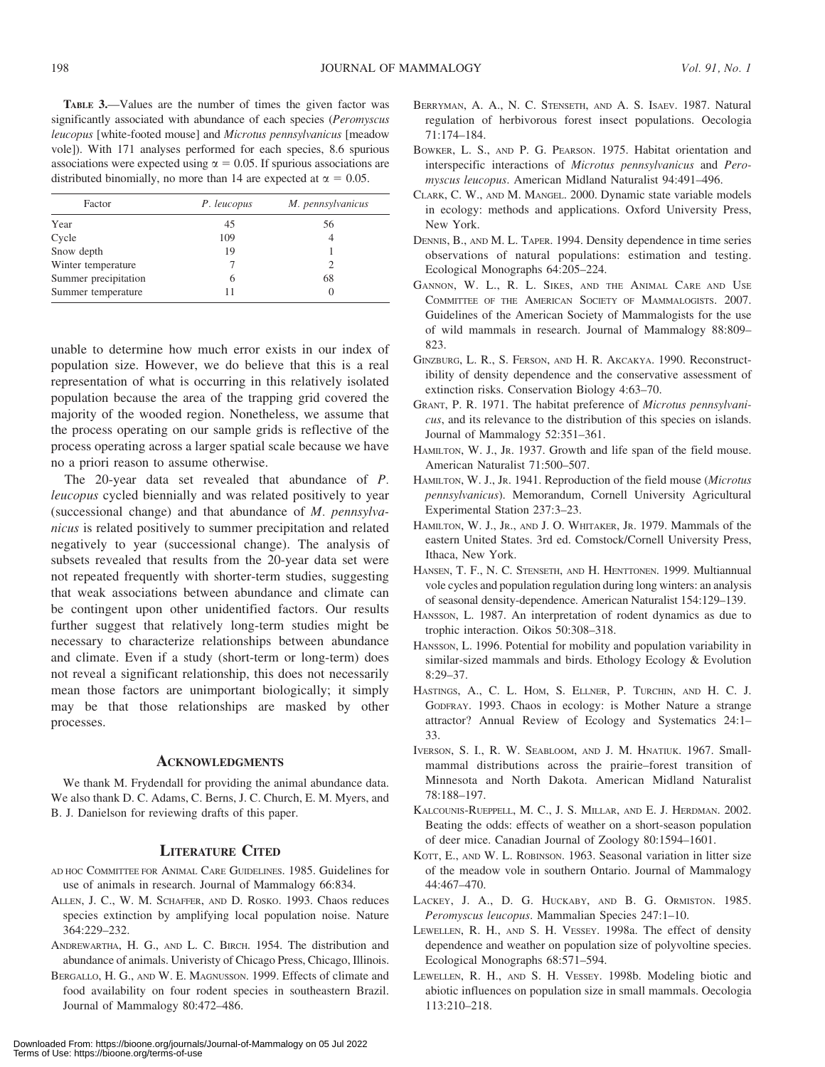**TABLE 3.**—Values are the number of times the given factor was significantly associated with abundance of each species (*Peromyscus leucopus* [white-footed mouse] and *Microtus pennsylvanicus* [meadow vole]). With 171 analyses performed for each species, 8.6 spurious associations were expected using $\alpha = 0.05$. If spurious associations are distributed binomially, no more than 14 are expected at $\alpha = 0.05$.

| Factor | *P. leucopus* | *M. pennsylvanicus* |
|---|---|---|
| Year | 45 | 56 |
| Cycle | 109 | 4 |
| Snow depth | 19 | 1 |
| Winter temperature | 7 | 2 |
| Summer precipitation | 6 | 68 |
| Summer temperature | 11 | 0 |

unable to determine how much error exists in our index of population size. However, we do believe that this is a real representation of what is occurring in this relatively isolated population because the area of the trapping grid covered the majority of the wooded region. Nonetheless, we assume that the process operating on our sample grids is reflective of the process operating across a larger spatial scale because we have no a priori reason to assume otherwise.

The 20-year data set revealed that abundance of *P. leucopus* cycled biennially and was related positively to year (successional change) and that abundance of *M. pennsylvanicus* is related positively to summer precipitation and related negatively to year (successional change). The analysis of subsets revealed that results from the 20-year data set were not repeated frequently with shorter-term studies, suggesting that weak associations between abundance and climate can be contingent upon other unidentified factors. Our results further suggest that relatively long-term studies might be necessary to characterize relationships between abundance and climate. Even if a study (short-term or long-term) does not reveal a significant relationship, this does not necessarily mean those factors are unimportant biologically; it simply may be that those relationships are masked by other processes.

## Acknowledgments

We thank M. Frydendall for providing the animal abundance data. We also thank D. C. Adams, C. Berns, J. C. Church, E. M. Myers, and B. J. Danielson for reviewing drafts of this paper.

## Literature Cited

AD HOC COMMITTEE FOR ANIMAL CARE GUIDELINES. 1985. Guidelines for use of animals in research. Journal of Mammalogy 66:834.

ALLEN, J. C., W. M. SCHAFFER, AND D. ROSKO. 1993. Chaos reduces species extinction by amplifying local population noise. Nature 364:229–232.

ANDREWARTHA, H. G., AND L. C. BIRCH. 1954. The distribution and abundance of animals. Univeristy of Chicago Press, Chicago, Illinois.

BERGALLO, H. G., AND W. E. MAGNUSSON. 1999. Effects of climate and food availability on four rodent species in southeastern Brazil. Journal of Mammalogy 80:472–486.

BERRYMAN, A. A., N. C. STENSETH, AND A. S. ISAEV. 1987. Natural regulation of herbivorous forest insect populations. Oecologia 71:174–184.

BOWKER, L. S., AND P. G. PEARSON. 1975. Habitat orientation and interspecific interactions of *Microtus pennsylvanicus* and *Peromyscus leucopus*. American Midland Naturalist 94:491–496.

CLARK, C. W., AND M. MANGEL. 2000. Dynamic state variable models in ecology: methods and applications. Oxford University Press, New York.

DENNIS, B., AND M. L. TAPER. 1994. Density dependence in time series observations of natural populations: estimation and testing. Ecological Monographs 64:205–224.

GANNON, W. L., R. L. SIKES, AND THE ANIMAL CARE AND USE COMMITTEE OF THE AMERICAN SOCIETY OF MAMMALOGISTS. 2007. Guidelines of the American Society of Mammalogists for the use of wild mammals in research. Journal of Mammalogy 88:809–823.

GINZBURG, L. R., S. FERSON, AND H. R. AKCAKYA. 1990. Reconstructibility of density dependence and the conservative assessment of extinction risks. Conservation Biology 4:63–70.

GRANT, P. R. 1971. The habitat preference of *Microtus pennsylvanicus*, and its relevance to the distribution of this species on islands. Journal of Mammalogy 52:351–361.

HAMILTON, W. J., JR. 1937. Growth and life span of the field mouse. American Naturalist 71:500–507.

HAMILTON, W. J., JR. 1941. Reproduction of the field mouse (*Microtus pennsylvanicus*). Memorandum, Cornell University Agricultural Experimental Station 237:3–23.

HAMILTON, W. J., JR., AND J. O. WHITAKER, JR. 1979. Mammals of the eastern United States. 3rd ed. Comstock/Cornell University Press, Ithaca, New York.

HANSEN, T. F., N. C. STENSETH, AND H. HENTTONEN. 1999. Multiannual vole cycles and population regulation during long winters: an analysis of seasonal density-dependence. American Naturalist 154:129–139.

HANSSON, L. 1987. An interpretation of rodent dynamics as due to trophic interaction. Oikos 50:308–318.

HANSSON, L. 1996. Potential for mobility and population variability in similar-sized mammals and birds. Ethology Ecology & Evolution 8:29–37.

HASTINGS, A., C. L. HOM, S. ELLNER, P. TURCHIN, AND H. C. J. GODFRAY. 1993. Chaos in ecology: is Mother Nature a strange attractor? Annual Review of Ecology and Systematics 24:1–33.

IVERSON, S. I., R. W. SEABLOOM, AND J. M. HNATIUK. 1967. Small-mammal distributions across the prairie–forest transition of Minnesota and North Dakota. American Midland Naturalist 78:188–197.

KALCOUNIS-RUEPPELL, M. C., J. S. MILLAR, AND E. J. HERDMAN. 2002. Beating the odds: effects of weather on a short-season population of deer mice. Canadian Journal of Zoology 80:1594–1601.

KOTT, E., AND W. L. ROBINSON. 1963. Seasonal variation in litter size of the meadow vole in southern Ontario. Journal of Mammalogy 44:467–470.

LACKEY, J. A., D. G. HUCKABY, AND B. G. ORMISTON. 1985. *Peromyscus leucopus*. Mammalian Species 247:1–10.

LEWELLEN, R. H., AND S. H. VESSEY. 1998a. The effect of density dependence and weather on population size of polyvoltine species. Ecological Monographs 68:571–594.

LEWELLEN, R. H., AND S. H. VESSEY. 1998b. Modeling biotic and abiotic influences on population size in small mammals. Oecologia 113:210–218.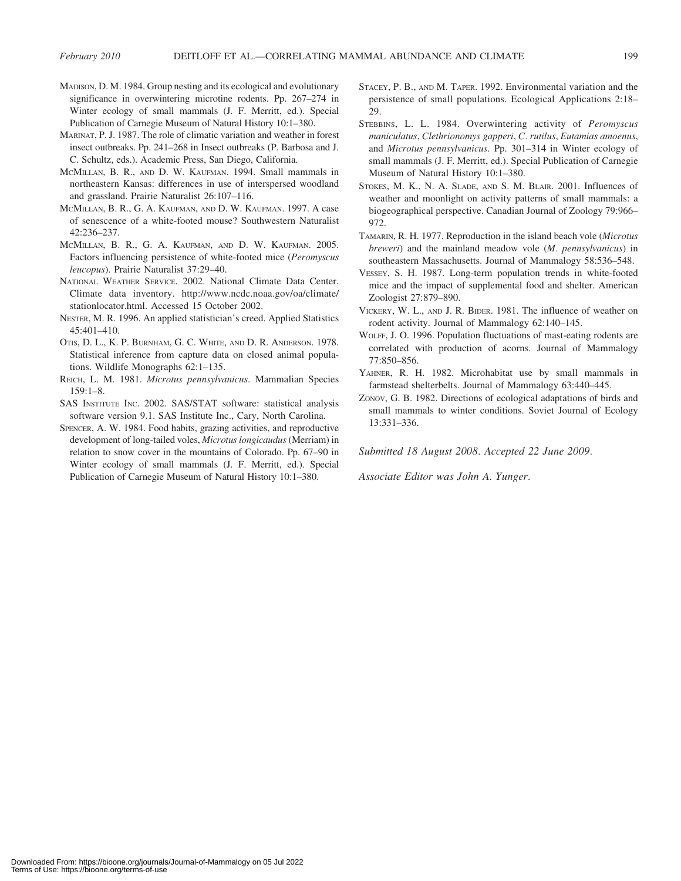MADISON, D. M. 1984. Group nesting and its ecological and evolutionary significance in overwintering microtine rodents. Pp. 267–274 in Winter ecology of small mammals (J. F. Merritt, ed.). Special Publication of Carnegie Museum of Natural History 10:1–380.

MARINAT, P. J. 1987. The role of climatic variation and weather in forest insect outbreaks. Pp. 241–268 in Insect outbreaks (P. Barbosa and J. C. Schultz, eds.). Academic Press, San Diego, California.

MCMILLAN, B. R., AND D. W. KAUFMAN. 1994. Small mammals in northeastern Kansas: differences in use of interspersed woodland and grassland. Prairie Naturalist 26:107–116.

MCMILLAN, B. R., G. A. KAUFMAN, AND D. W. KAUFMAN. 1997. A case of senescence of a white-footed mouse? Southwestern Naturalist 42:236–237.

MCMILLAN, B. R., G. A. KAUFMAN, AND D. W. KAUFMAN. 2005. Factors influencing persistence of white-footed mice (*Peromyscus leucopus*). Prairie Naturalist 37:29–40.

NATIONAL WEATHER SERVICE. 2002. National Climate Data Center. Climate data inventory. http://www.ncdc.noaa.gov/oa/climate/stationlocator.html. Accessed 15 October 2002.

NESTER, M. R. 1996. An applied statistician's creed. Applied Statistics 45:401–410.

OTIS, D. L., K. P. BURNHAM, G. C. WHITE, AND D. R. ANDERSON. 1978. Statistical inference from capture data on closed animal populations. Wildlife Monographs 62:1–135.

REICH, L. M. 1981. *Microtus pennsylvanicus*. Mammalian Species 159:1–8.

SAS INSTITUTE INC. 2002. SAS/STAT software: statistical analysis software version 9.1. SAS Institute Inc., Cary, North Carolina.

SPENCER, A. W. 1984. Food habits, grazing activities, and reproductive development of long-tailed voles, *Microtus longicaudus* (Merriam) in relation to snow cover in the mountains of Colorado. Pp. 67–90 in Winter ecology of small mammals (J. F. Merritt, ed.). Special Publication of Carnegie Museum of Natural History 10:1–380.

STACEY, P. B., AND M. TAPER. 1992. Environmental variation and the persistence of small populations. Ecological Applications 2:18–29.

STEBBINS, L. L. 1984. Overwintering activity of *Peromyscus maniculatus*, *Clethrionomys gapperi*, *C. rutilus*, *Eutamias amoenus*, and *Microtus pennsylvanicus*. Pp. 301–314 in Winter ecology of small mammals (J. F. Merritt, ed.). Special Publication of Carnegie Museum of Natural History 10:1–380.

STOKES, M. K., N. A. SLADE, AND S. M. BLAIR. 2001. Influences of weather and moonlight on activity patterns of small mammals: a biogeographical perspective. Canadian Journal of Zoology 79:966–972.

TAMARIN, R. H. 1977. Reproduction in the island beach vole (*Microtus breweri*) and the mainland meadow vole (*M. pennsylvanicus*) in southeastern Massachusetts. Journal of Mammalogy 58:536–548.

VESSEY, S. H. 1987. Long-term population trends in white-footed mice and the impact of supplemental food and shelter. American Zoologist 27:879–890.

VICKERY, W. L., AND J. R. BIDER. 1981. The influence of weather on rodent activity. Journal of Mammalogy 62:140–145.

WOLFF, J. O. 1996. Population fluctuations of mast-eating rodents are correlated with production of acorns. Journal of Mammalogy 77:850–856.

YAHNER, R. H. 1982. Microhabitat use by small mammals in farmstead shelterbelts. Journal of Mammalogy 63:440–445.

ZONOV, G. B. 1982. Directions of ecological adaptations of birds and small mammals to winter conditions. Soviet Journal of Ecology 13:331–336.

*Submitted 18 August 2008. Accepted 22 June 2009.*

*Associate Editor was John A. Yunger.*